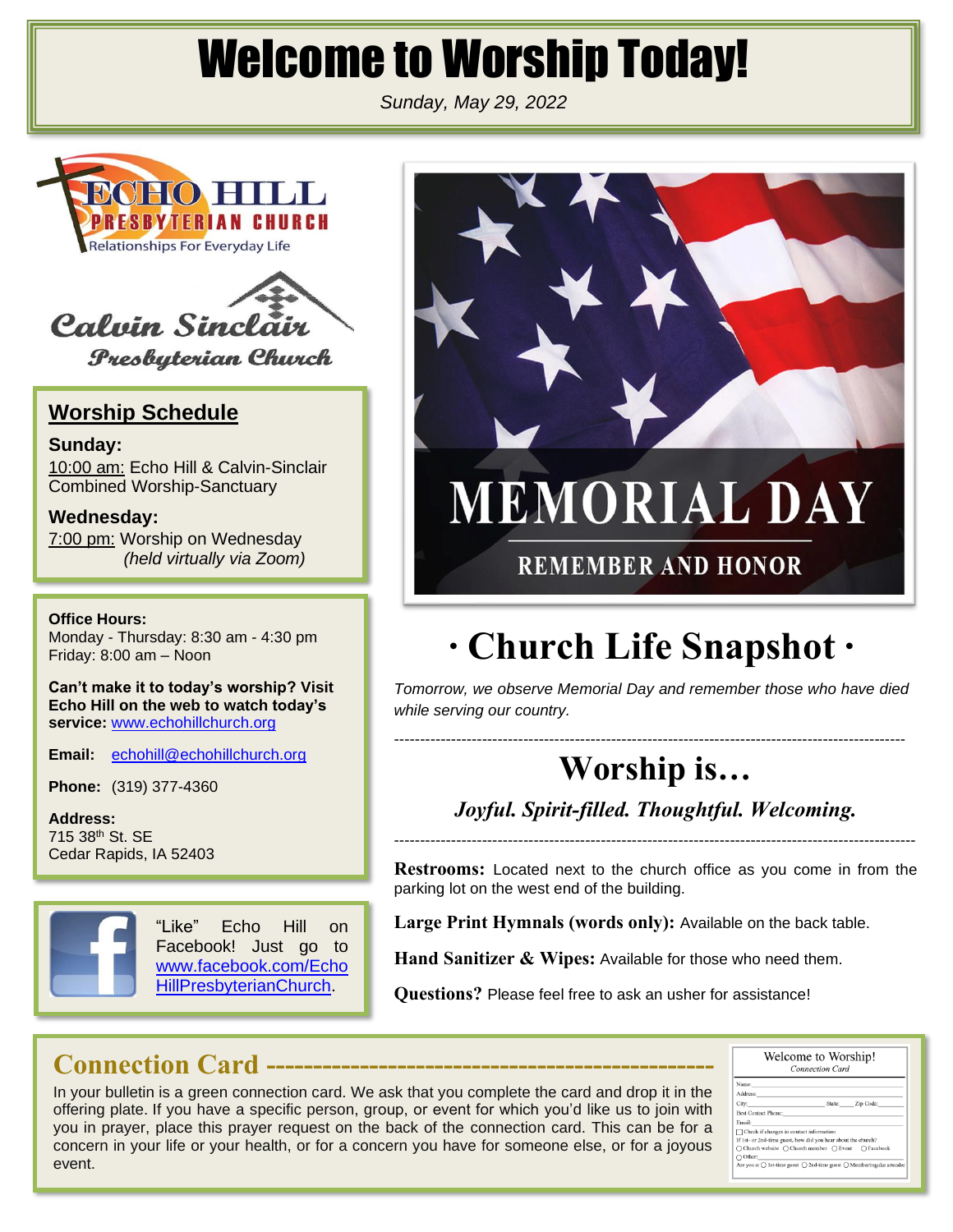# Welcome to Worship Today!

*Sunday, May 29, 2022*

ECHO HILL PRESBYTERIAN CHURCH
Relationships For Everyday Life

Calvin Sinclair Presbyterian Church

## Worship Schedule

**Sunday:**
10:00 am: Echo Hill & Calvin-Sinclair Combined Worship-Sanctuary

**Wednesday:**
7:00 pm: Worship on Wednesday
*(held virtually via Zoom)*

**Office Hours:**
Monday - Thursday: 8:30 am - 4:30 pm
Friday: 8:00 am – Noon

**Can't make it to today's worship? Visit Echo Hill on the web to watch today's service:** www.echohillchurch.org

**Email:** echohill@echohillchurch.org

**Phone:** (319) 377-4360

**Address:**
715 38th St. SE
Cedar Rapids, IA 52403

"Like" Echo Hill on Facebook! Just go to www.facebook.com/EchoHillPresbyterianChurch.

MEMORIAL DAY
REMEMBER AND HONOR

# · Church Life Snapshot ·

*Tomorrow, we observe Memorial Day and remember those who have died while serving our country.*

---

## Worship is…

***Joyful. Spirit-filled. Thoughtful. Welcoming.***

---

**Restrooms:** Located next to the church office as you come in from the parking lot on the west end of the building.

**Large Print Hymnals (words only):** Available on the back table.

**Hand Sanitizer & Wipes:** Available for those who need them.

**Questions?** Please feel free to ask an usher for assistance!

## Connection Card

In your bulletin is a green connection card. We ask that you complete the card and drop it in the offering plate. If you have a specific person, group, or event for which you'd like us to join with you in prayer, place this prayer request on the back of the connection card. This can be for a concern in your life or your health, or for a concern you have for someone else, or for a joyous event.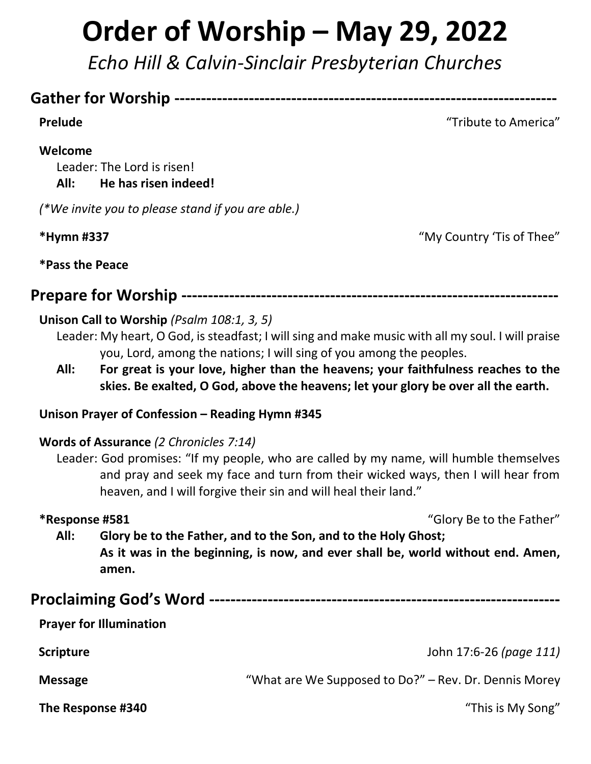# Order of Worship – May 29, 2022

*Echo Hill & Calvin-Sinclair Presbyterian Churches*

## Gather for Worship ----------------------------------------------------------------------

**Prelude** "Tribute to America"

**Welcome**

Leader: The Lord is risen!

**All: He has risen indeed!**

*(*We invite you to please stand if you are able.)*

***Hymn #337** "My Country 'Tis of Thee"

***Pass the Peace**

## Prepare for Worship ----------------------------------------------------------------------

**Unison Call to Worship** *(Psalm 108:1, 3, 5)*

Leader: My heart, O God, is steadfast; I will sing and make music with all my soul. I will praise you, Lord, among the nations; I will sing of you among the peoples.

**All: For great is your love, higher than the heavens; your faithfulness reaches to the skies. Be exalted, O God, above the heavens; let your glory be over all the earth.**

**Unison Prayer of Confession – Reading Hymn #345**

**Words of Assurance** *(2 Chronicles 7:14)*

Leader: God promises: "If my people, who are called by my name, will humble themselves and pray and seek my face and turn from their wicked ways, then I will hear from heaven, and I will forgive their sin and will heal their land."

***Response #581** "Glory Be to the Father"

**All: Glory be to the Father, and to the Son, and to the Holy Ghost;**
**As it was in the beginning, is now, and ever shall be, world without end. Amen, amen.**

## Proclaiming God's Word ----------------------------------------------------------------

**Prayer for Illumination**

**Scripture** John 17:6-26 *(page 111)*

**Message** "What are We Supposed to Do?" – Rev. Dr. Dennis Morey

**The Response #340** "This is My Song"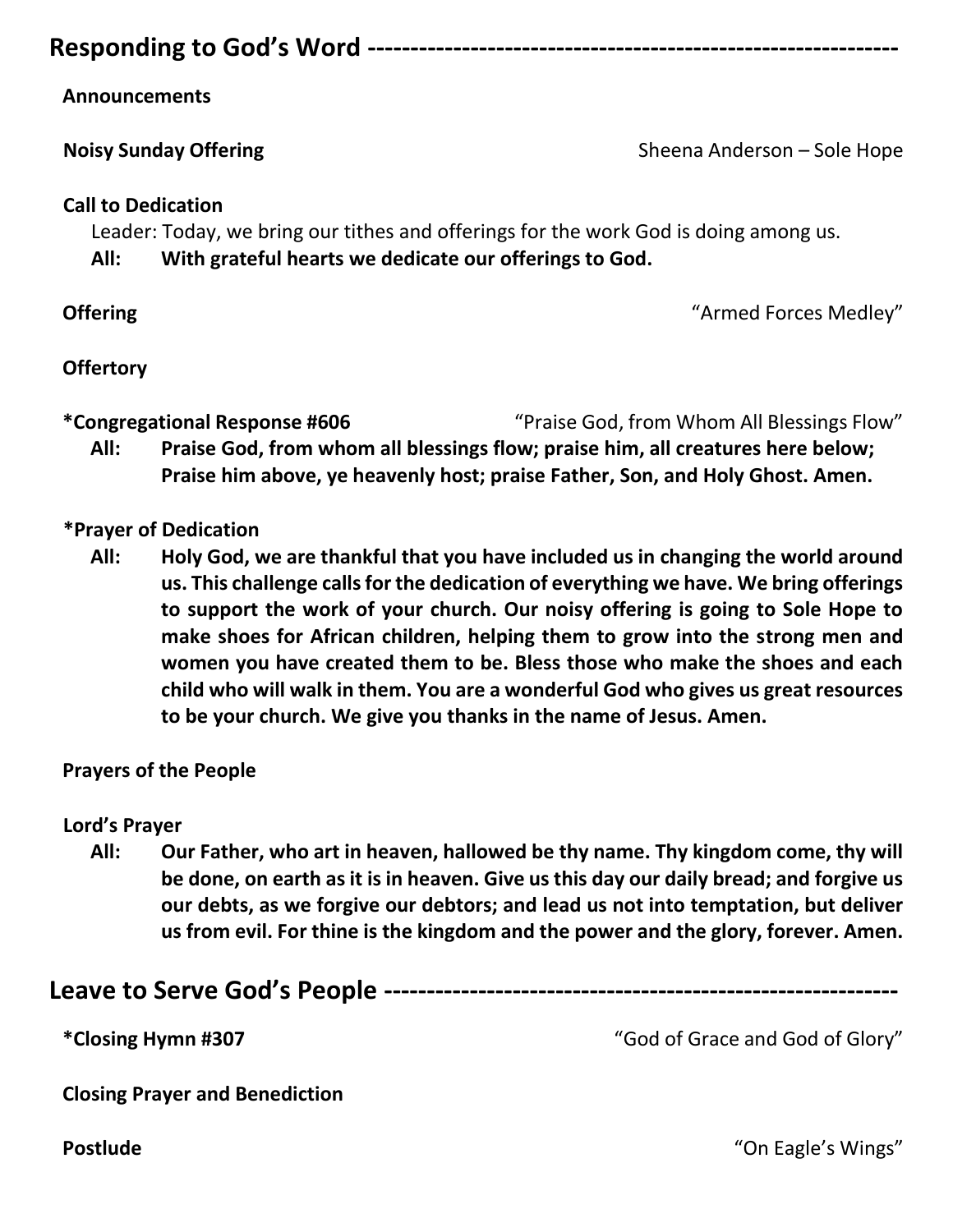## Responding to God's Word

**Announcements**

**Noisy Sunday Offering** — Sheena Anderson – Sole Hope

**Call to Dedication**

Leader: Today, we bring our tithes and offerings for the work God is doing among us.

**All: With grateful hearts we dedicate our offerings to God.**

**Offering** — "Armed Forces Medley"

**Offertory**

**\*Congregational Response #606** — "Praise God, from Whom All Blessings Flow"

**All: Praise God, from whom all blessings flow; praise him, all creatures here below; Praise him above, ye heavenly host; praise Father, Son, and Holy Ghost. Amen.**

**\*Prayer of Dedication**

**All: Holy God, we are thankful that you have included us in changing the world around us. This challenge calls for the dedication of everything we have. We bring offerings to support the work of your church. Our noisy offering is going to Sole Hope to make shoes for African children, helping them to grow into the strong men and women you have created them to be. Bless those who make the shoes and each child who will walk in them. You are a wonderful God who gives us great resources to be your church. We give you thanks in the name of Jesus. Amen.**

**Prayers of the People**

**Lord's Prayer**

**All: Our Father, who art in heaven, hallowed be thy name. Thy kingdom come, thy will be done, on earth as it is in heaven. Give us this day our daily bread; and forgive us our debts, as we forgive our debtors; and lead us not into temptation, but deliver us from evil. For thine is the kingdom and the power and the glory, forever. Amen.**

## Leave to Serve God's People

**\*Closing Hymn #307** — "God of Grace and God of Glory"

**Closing Prayer and Benediction**

**Postlude** — "On Eagle's Wings"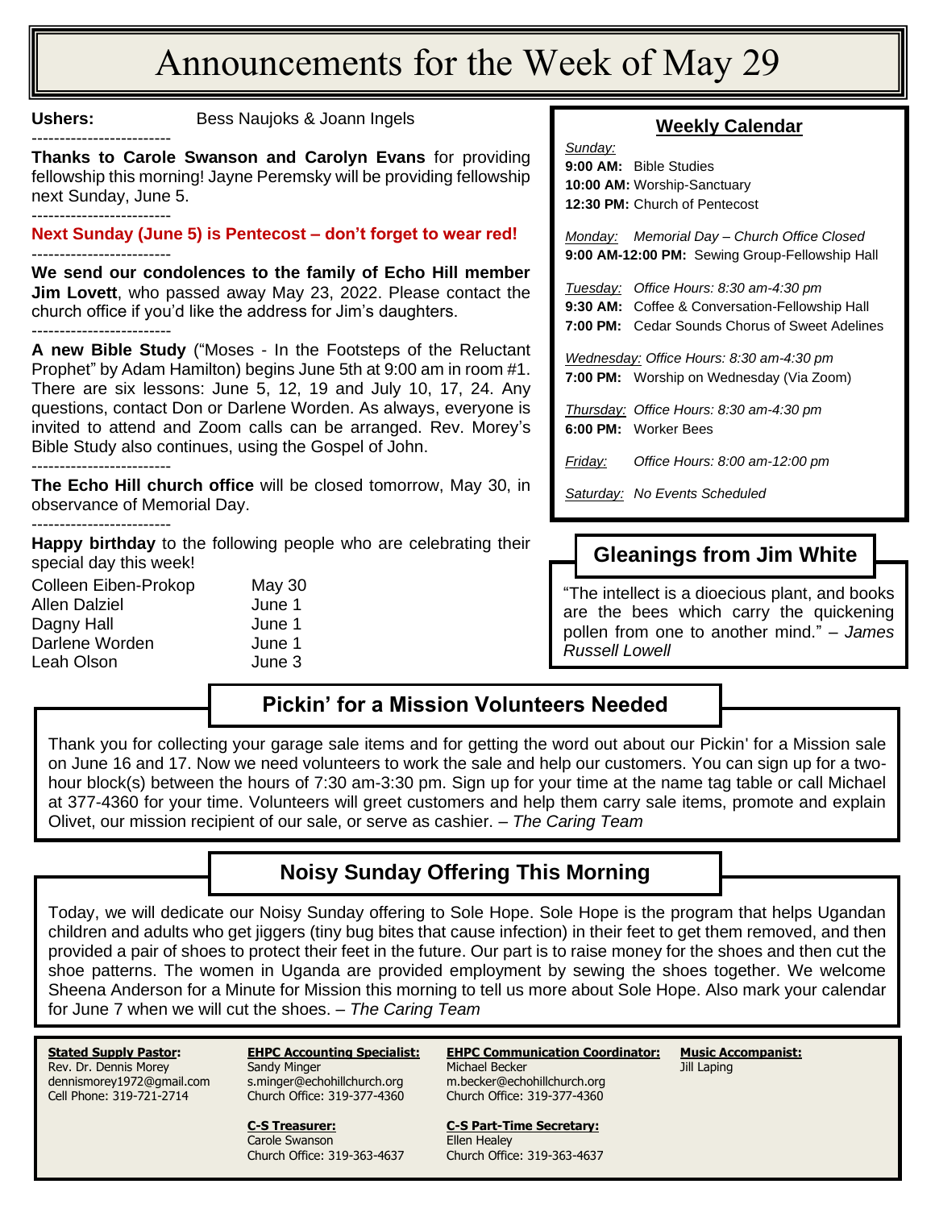# Announcements for the Week of May 29

**Ushers:** Bess Naujoks & Joann Ingels

-------------------------

**Thanks to Carole Swanson and Carolyn Evans** for providing fellowship this morning! Jayne Peremsky will be providing fellowship next Sunday, June 5.

-------------------------

**Next Sunday (June 5) is Pentecost – don't forget to wear red!**

-------------------------

**We send our condolences to the family of Echo Hill member Jim Lovett**, who passed away May 23, 2022. Please contact the church office if you'd like the address for Jim's daughters.

-------------------------

**A new Bible Study** ("Moses - In the Footsteps of the Reluctant Prophet" by Adam Hamilton) begins June 5th at 9:00 am in room #1. There are six lessons: June 5, 12, 19 and July 10, 17, 24. Any questions, contact Don or Darlene Worden. As always, everyone is invited to attend and Zoom calls can be arranged. Rev. Morey's Bible Study also continues, using the Gospel of John.

-------------------------

**The Echo Hill church office** will be closed tomorrow, May 30, in observance of Memorial Day.

-------------------------

**Happy birthday** to the following people who are celebrating their special day this week!

| | |
|---|---|
| Colleen Eiben-Prokop | May 30 |
| Allen Dalziel | June 1 |
| Dagny Hall | June 1 |
| Darlene Worden | June 1 |
| Leah Olson | June 3 |

## Weekly Calendar

*Sunday:*
**9:00 AM:** Bible Studies
**10:00 AM:** Worship-Sanctuary
**12:30 PM:** Church of Pentecost

*Monday: Memorial Day – Church Office Closed*
**9:00 AM-12:00 PM:** Sewing Group-Fellowship Hall

*Tuesday: Office Hours: 8:30 am-4:30 pm*
**9:30 AM:** Coffee & Conversation-Fellowship Hall
**7:00 PM:** Cedar Sounds Chorus of Sweet Adelines

*Wednesday: Office Hours: 8:30 am-4:30 pm*
**7:00 PM:** Worship on Wednesday (Via Zoom)

*Thursday: Office Hours: 8:30 am-4:30 pm*
**6:00 PM:** Worker Bees

*Friday: Office Hours: 8:00 am-12:00 pm*

*Saturday: No Events Scheduled*

## Gleanings from Jim White

"The intellect is a dioecious plant, and books are the bees which carry the quickening pollen from one to another mind." – *James Russell Lowell*

## Pickin' for a Mission Volunteers Needed

Thank you for collecting your garage sale items and for getting the word out about our Pickin' for a Mission sale on June 16 and 17. Now we need volunteers to work the sale and help our customers. You can sign up for a two-hour block(s) between the hours of 7:30 am-3:30 pm. Sign up for your time at the name tag table or call Michael at 377-4360 for your time. Volunteers will greet customers and help them carry sale items, promote and explain Olivet, our mission recipient of our sale, or serve as cashier. – *The Caring Team*

## Noisy Sunday Offering This Morning

Today, we will dedicate our Noisy Sunday offering to Sole Hope. Sole Hope is the program that helps Ugandan children and adults who get jiggers (tiny bug bites that cause infection) in their feet to get them removed, and then provided a pair of shoes to protect their feet in the future. Our part is to raise money for the shoes and then cut the shoe patterns. The women in Uganda are provided employment by sewing the shoes together. We welcome Sheena Anderson for a Minute for Mission this morning to tell us more about Sole Hope. Also mark your calendar for June 7 when we will cut the shoes. – *The Caring Team*

**Stated Supply Pastor:**
Rev. Dr. Dennis Morey
dennismorey1972@gmail.com
Cell Phone: 319-721-2714

**EHPC Accounting Specialist:**
Sandy Minger
s.minger@echohillchurch.org
Church Office: 319-377-4360

**C-S Treasurer:**
Carole Swanson
Church Office: 319-363-4637

**EHPC Communication Coordinator:**
Michael Becker
m.becker@echohillchurch.org
Church Office: 319-377-4360

**C-S Part-Time Secretary:**
Ellen Healey
Church Office: 319-363-4637

**Music Accompanist:**
Jill Laping